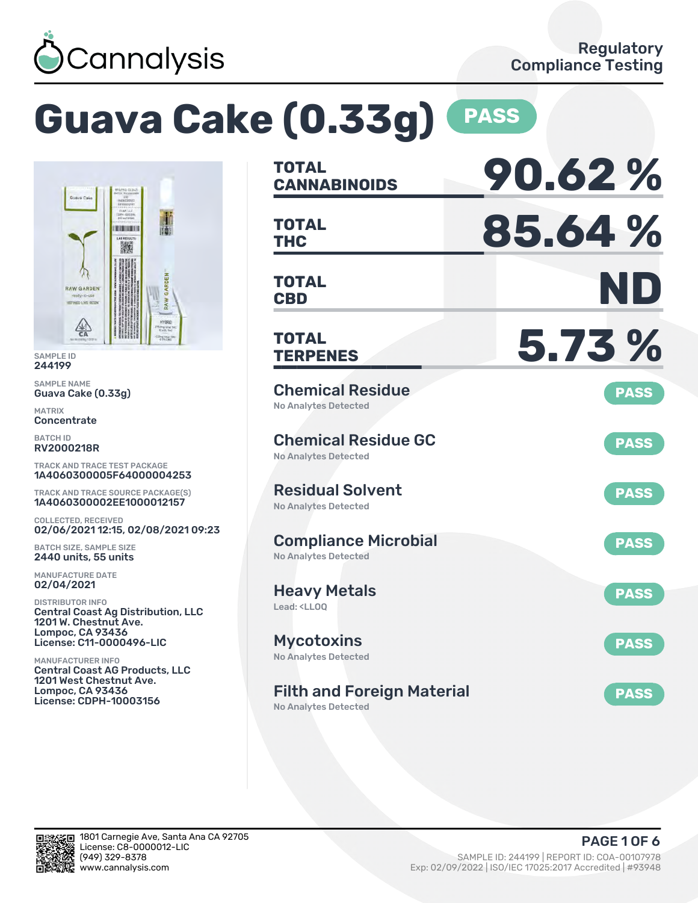Cannalysis

Regulatory Compliance Testing

# Guava Cake (0.33g) PASS

SAMPLE ID
244199

SAMPLE NAME
Guava Cake (0.33g)

MATRIX
Concentrate

BATCH ID
RV2000218R

TRACK AND TRACE TEST PACKAGE
1A4060300005F64000004253

TRACK AND TRACE SOURCE PACKAGE(S)
1A4060300002EE1000012157

COLLECTED, RECEIVED
02/06/2021 12:15, 02/08/2021 09:23

BATCH SIZE, SAMPLE SIZE
2440 units, 55 units

MANUFACTURE DATE
02/04/2021

DISTRIBUTOR INFO
Central Coast Ag Distribution, LLC
1201 W. Chestnut Ave.
Lompoc, CA 93436
License: C11-0000496-LIC

MANUFACTURER INFO
Central Coast AG Products, LLC
1201 West Chestnut Ave.
Lompoc, CA 93436
License: CDPH-10003156

| | |
|---|---|
| **TOTAL CANNABINOIDS** | **90.62 %** |
| **TOTAL THC** | **85.64 %** |
| **TOTAL CBD** | **ND** |
| **TOTAL TERPENES** | **5.73 %** |

## Chemical Residue — PASS
No Analytes Detected

## Chemical Residue GC — PASS
No Analytes Detected

## Residual Solvent — PASS
No Analytes Detected

## Compliance Microbial — PASS
No Analytes Detected

## Heavy Metals — PASS
Lead: <LLOQ

## Mycotoxins — PASS
No Analytes Detected

## Filth and Foreign Material — PASS
No Analytes Detected

1801 Carnegie Ave, Santa Ana CA 92705
License: C8-0000012-LIC
(949) 329-8378
www.cannalysis.com

SAMPLE ID: 244199 | REPORT ID: COA-00107978
Exp: 02/09/2022 | ISO/IEC 17025:2017 Accredited | #93948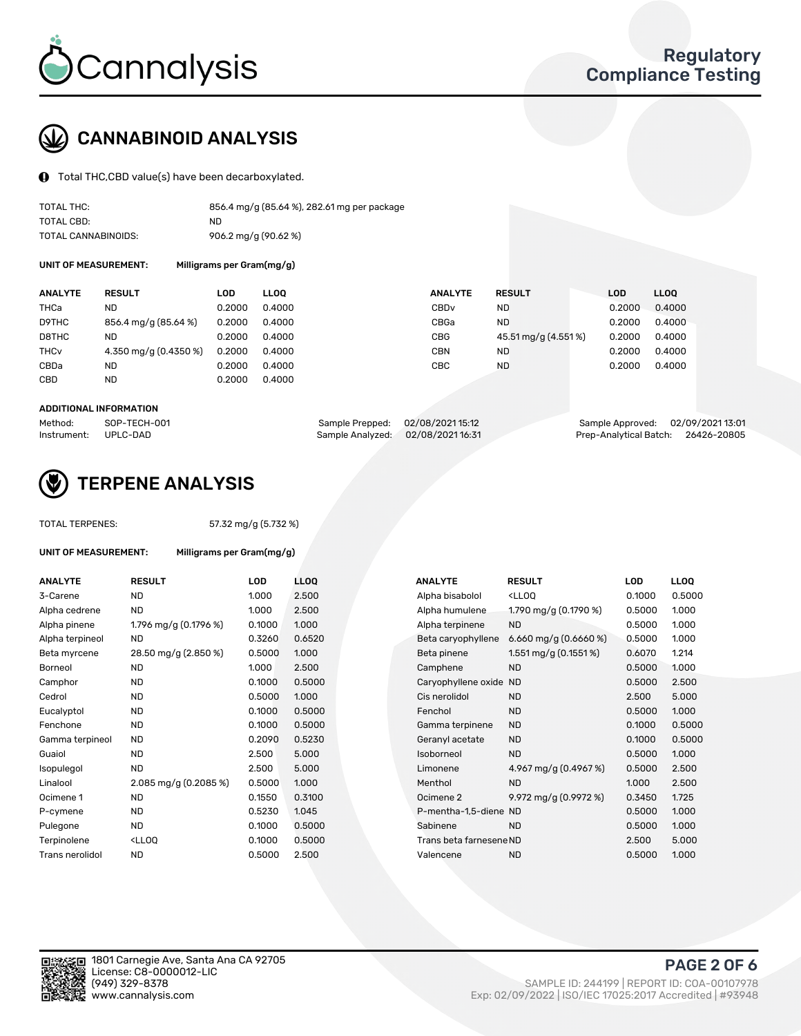## CANNABINOID ANALYSIS

Total THC,CBD value(s) have been decarboxylated.

| | |
|---|---|
| TOTAL THC: | 856.4 mg/g (85.64 %), 282.61 mg per package |
| TOTAL CBD: | ND |
| TOTAL CANNABINOIDS: | 906.2 mg/g (90.62 %) |

**UNIT OF MEASUREMENT:** Milligrams per Gram(mg/g)

| ANALYTE | RESULT | LOD | LLOQ | ANALYTE | RESULT | LOD | LLOQ |
|---|---|---|---|---|---|---|---|
| THCa | ND | 0.2000 | 0.4000 | CBDv | ND | 0.2000 | 0.4000 |
| D9THC | 856.4 mg/g (85.64 %) | 0.2000 | 0.4000 | CBGa | ND | 0.2000 | 0.4000 |
| D8THC | ND | 0.2000 | 0.4000 | CBG | 45.51 mg/g (4.551 %) | 0.2000 | 0.4000 |
| THCv | 4.350 mg/g (0.4350 %) | 0.2000 | 0.4000 | CBN | ND | 0.2000 | 0.4000 |
| CBDa | ND | 0.2000 | 0.4000 | CBC | ND | 0.2000 | 0.4000 |
| CBD | ND | 0.2000 | 0.4000 | | | | |

**ADDITIONAL INFORMATION**

| | | | | | |
|---|---|---|---|---|---|
| Method: | SOP-TECH-001 | Sample Prepped: | 02/08/2021 15:12 | Sample Approved: | 02/09/2021 13:01 |
| Instrument: | UPLC-DAD | Sample Analyzed: | 02/08/2021 16:31 | Prep-Analytical Batch: | 26426-20805 |

## TERPENE ANALYSIS

TOTAL TERPENES: 57.32 mg/g (5.732 %)

**UNIT OF MEASUREMENT:** Milligrams per Gram(mg/g)

| ANALYTE | RESULT | LOD | LLOQ | ANALYTE | RESULT | LOD | LLOQ |
|---|---|---|---|---|---|---|---|
| 3-Carene | ND | 1.000 | 2.500 | Alpha bisabolol | <LLOQ | 0.1000 | 0.5000 |
| Alpha cedrene | ND | 1.000 | 2.500 | Alpha humulene | 1.790 mg/g (0.1790 %) | 0.5000 | 1.000 |
| Alpha pinene | 1.796 mg/g (0.1796 %) | 0.1000 | 1.000 | Alpha terpinene | ND | 0.5000 | 1.000 |
| Alpha terpineol | ND | 0.3260 | 0.6520 | Beta caryophyllene | 6.660 mg/g (0.6660 %) | 0.5000 | 1.000 |
| Beta myrcene | 28.50 mg/g (2.850 %) | 0.5000 | 1.000 | Beta pinene | 1.551 mg/g (0.1551 %) | 0.6070 | 1.214 |
| Borneol | ND | 1.000 | 2.500 | Camphene | ND | 0.5000 | 1.000 |
| Camphor | ND | 0.1000 | 0.5000 | Caryophyllene oxide | ND | 0.5000 | 2.500 |
| Cedrol | ND | 0.5000 | 1.000 | Cis nerolidol | ND | 2.500 | 5.000 |
| Eucalyptol | ND | 0.1000 | 0.5000 | Fenchol | ND | 0.5000 | 1.000 |
| Fenchone | ND | 0.1000 | 0.5000 | Gamma terpinene | ND | 0.1000 | 0.5000 |
| Gamma terpineol | ND | 0.2090 | 0.5230 | Geranyl acetate | ND | 0.1000 | 0.5000 |
| Guaiol | ND | 2.500 | 5.000 | Isoborneol | ND | 0.5000 | 1.000 |
| Isopulegol | ND | 2.500 | 5.000 | Limonene | 4.967 mg/g (0.4967 %) | 0.5000 | 2.500 |
| Linalool | 2.085 mg/g (0.2085 %) | 0.5000 | 1.000 | Menthol | ND | 1.000 | 2.500 |
| Ocimene 1 | ND | 0.1550 | 0.3100 | Ocimene 2 | 9.972 mg/g (0.9972 %) | 0.3450 | 1.725 |
| P-cymene | ND | 0.5230 | 1.045 | P-mentha-1,5-diene | ND | 0.5000 | 1.000 |
| Pulegone | ND | 0.1000 | 0.5000 | Sabinene | ND | 0.5000 | 1.000 |
| Terpinolene | <LLOQ | 0.1000 | 0.5000 | Trans beta farnesene | ND | 2.500 | 5.000 |
| Trans nerolidol | ND | 0.5000 | 2.500 | Valencene | ND | 0.5000 | 1.000 |

1801 Carnegie Ave, Santa Ana CA 92705
License: C8-0000012-LIC
(949) 329-8378
www.cannalysis.com

SAMPLE ID: 244199 | REPORT ID: COA-00107978
Exp: 02/09/2022 | ISO/IEC 17025:2017 Accredited | #93948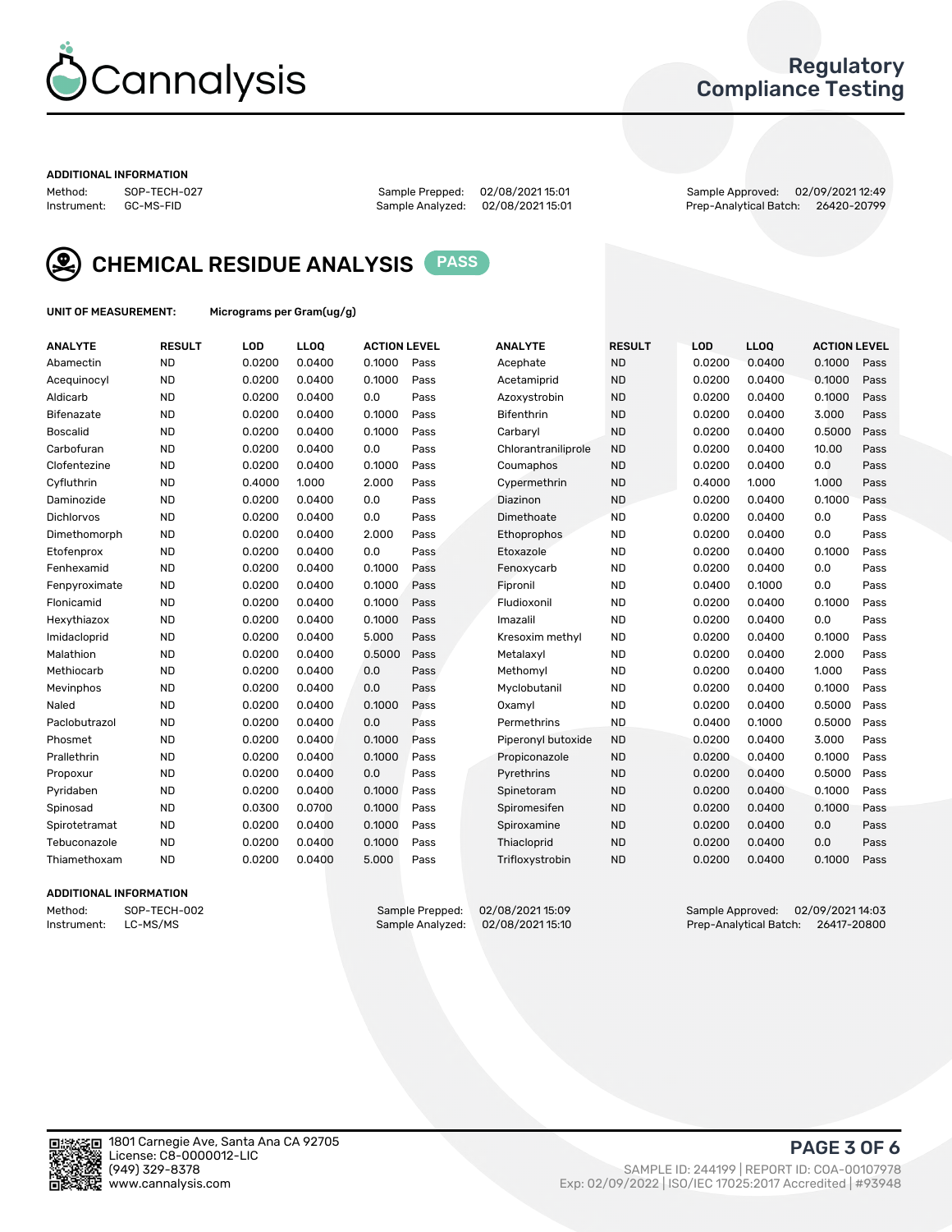# Cannalysis

## Regulatory Compliance Testing

**ADDITIONAL INFORMATION**

| Method: | SOP-TECH-027 | Sample Prepped: | 02/08/2021 15:01 | Sample Approved: | 02/09/2021 12:49 |
|---|---|---|---|---|---|
| Instrument: | GC-MS-FID | Sample Analyzed: | 02/08/2021 15:01 | Prep-Analytical Batch: | 26420-20799 |

## CHEMICAL RESIDUE ANALYSIS PASS

**UNIT OF MEASUREMENT:** Micrograms per Gram(ug/g)

| ANALYTE | RESULT | LOD | LLOQ | ACTION LEVEL | |
|---|---|---|---|---|---|
| Abamectin | ND | 0.0200 | 0.0400 | 0.1000 | Pass |
| Acequinocyl | ND | 0.0200 | 0.0400 | 0.1000 | Pass |
| Aldicarb | ND | 0.0200 | 0.0400 | 0.0 | Pass |
| Bifenazate | ND | 0.0200 | 0.0400 | 0.1000 | Pass |
| Boscalid | ND | 0.0200 | 0.0400 | 0.1000 | Pass |
| Carbofuran | ND | 0.0200 | 0.0400 | 0.0 | Pass |
| Clofentezine | ND | 0.0200 | 0.0400 | 0.1000 | Pass |
| Cyfluthrin | ND | 0.4000 | 1.000 | 2.000 | Pass |
| Daminozide | ND | 0.0200 | 0.0400 | 0.0 | Pass |
| Dichlorvos | ND | 0.0200 | 0.0400 | 0.0 | Pass |
| Dimethomorph | ND | 0.0200 | 0.0400 | 2.000 | Pass |
| Etofenprox | ND | 0.0200 | 0.0400 | 0.0 | Pass |
| Fenhexamid | ND | 0.0200 | 0.0400 | 0.1000 | Pass |
| Fenpyroximate | ND | 0.0200 | 0.0400 | 0.1000 | Pass |
| Flonicamid | ND | 0.0200 | 0.0400 | 0.1000 | Pass |
| Hexythiazox | ND | 0.0200 | 0.0400 | 0.1000 | Pass |
| Imidacloprid | ND | 0.0200 | 0.0400 | 5.000 | Pass |
| Malathion | ND | 0.0200 | 0.0400 | 0.5000 | Pass |
| Methiocarb | ND | 0.0200 | 0.0400 | 0.0 | Pass |
| Mevinphos | ND | 0.0200 | 0.0400 | 0.0 | Pass |
| Naled | ND | 0.0200 | 0.0400 | 0.1000 | Pass |
| Paclobutrazol | ND | 0.0200 | 0.0400 | 0.0 | Pass |
| Phosmet | ND | 0.0200 | 0.0400 | 0.1000 | Pass |
| Prallethrin | ND | 0.0200 | 0.0400 | 0.1000 | Pass |
| Propoxur | ND | 0.0200 | 0.0400 | 0.0 | Pass |
| Pyridaben | ND | 0.0200 | 0.0400 | 0.1000 | Pass |
| Spinosad | ND | 0.0300 | 0.0700 | 0.1000 | Pass |
| Spirotetramat | ND | 0.0200 | 0.0400 | 0.1000 | Pass |
| Tebuconazole | ND | 0.0200 | 0.0400 | 0.1000 | Pass |
| Thiamethoxam | ND | 0.0200 | 0.0400 | 5.000 | Pass |
| Acephate | ND | 0.0200 | 0.0400 | 0.1000 | Pass |
| Acetamiprid | ND | 0.0200 | 0.0400 | 0.1000 | Pass |
| Azoxystrobin | ND | 0.0200 | 0.0400 | 0.1000 | Pass |
| Bifenthrin | ND | 0.0200 | 0.0400 | 3.000 | Pass |
| Carbaryl | ND | 0.0200 | 0.0400 | 0.5000 | Pass |
| Chlorantraniliprole | ND | 0.0200 | 0.0400 | 10.00 | Pass |
| Coumaphos | ND | 0.0200 | 0.0400 | 0.0 | Pass |
| Cypermethrin | ND | 0.4000 | 1.000 | 1.000 | Pass |
| Diazinon | ND | 0.0200 | 0.0400 | 0.1000 | Pass |
| Dimethoate | ND | 0.0200 | 0.0400 | 0.0 | Pass |
| Ethoprophos | ND | 0.0200 | 0.0400 | 0.0 | Pass |
| Etoxazole | ND | 0.0200 | 0.0400 | 0.1000 | Pass |
| Fenoxycarb | ND | 0.0200 | 0.0400 | 0.0 | Pass |
| Fipronil | ND | 0.0400 | 0.1000 | 0.0 | Pass |
| Fludioxonil | ND | 0.0200 | 0.0400 | 0.1000 | Pass |
| Imazalil | ND | 0.0200 | 0.0400 | 0.0 | Pass |
| Kresoxim methyl | ND | 0.0200 | 0.0400 | 0.1000 | Pass |
| Metalaxyl | ND | 0.0200 | 0.0400 | 2.000 | Pass |
| Methomyl | ND | 0.0200 | 0.0400 | 1.000 | Pass |
| Myclobutanil | ND | 0.0200 | 0.0400 | 0.1000 | Pass |
| Oxamyl | ND | 0.0200 | 0.0400 | 0.5000 | Pass |
| Permethrins | ND | 0.0400 | 0.1000 | 0.5000 | Pass |
| Piperonyl butoxide | ND | 0.0200 | 0.0400 | 3.000 | Pass |
| Propiconazole | ND | 0.0200 | 0.0400 | 0.1000 | Pass |
| Pyrethrins | ND | 0.0200 | 0.0400 | 0.5000 | Pass |
| Spinetoram | ND | 0.0200 | 0.0400 | 0.1000 | Pass |
| Spiromesifen | ND | 0.0200 | 0.0400 | 0.1000 | Pass |
| Spiroxamine | ND | 0.0200 | 0.0400 | 0.0 | Pass |
| Thiacloprid | ND | 0.0200 | 0.0400 | 0.0 | Pass |
| Trifloxystrobin | ND | 0.0200 | 0.0400 | 0.1000 | Pass |

**ADDITIONAL INFORMATION**

| Method: | SOP-TECH-002 | Sample Prepped: | 02/08/2021 15:09 | Sample Approved: | 02/09/2021 14:03 |
|---|---|---|---|---|---|
| Instrument: | LC-MS/MS | Sample Analyzed: | 02/08/2021 15:10 | Prep-Analytical Batch: | 26417-20800 |

1801 Carnegie Ave, Santa Ana CA 92705
License: C8-0000012-LIC
(949) 329-8378
www.cannalysis.com

SAMPLE ID: 244199 | REPORT ID: COA-00107978
Exp: 02/09/2022 | ISO/IEC 17025:2017 Accredited | #93948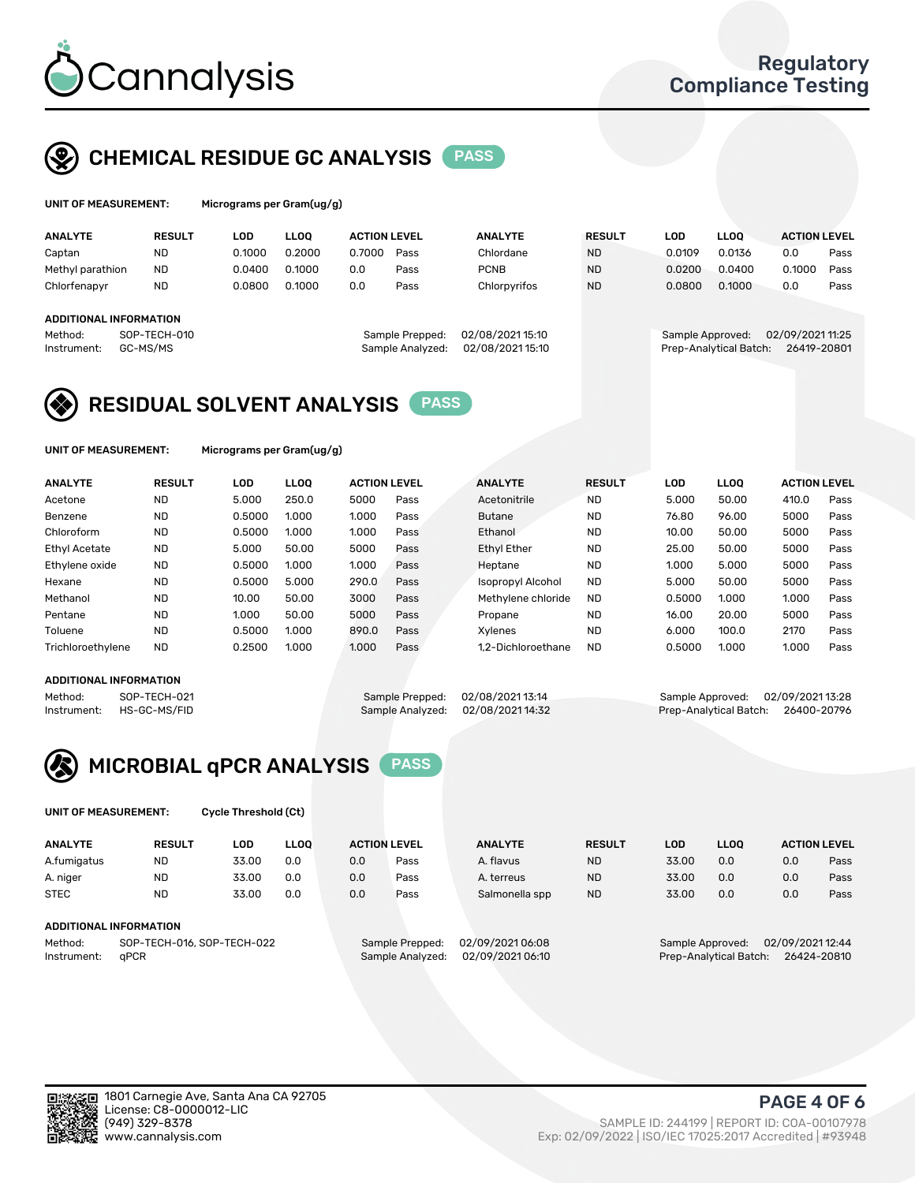# Cannalysis

## Regulatory Compliance Testing

## CHEMICAL RESIDUE GC ANALYSIS PASS

**UNIT OF MEASUREMENT:** Micrograms per Gram(ug/g)

| ANALYTE | RESULT | LOD | LLOQ | ACTION LEVEL | | ANALYTE | RESULT | LOD | LLOQ | ACTION LEVEL | |
|---|---|---|---|---|---|---|---|---|---|---|---|
| Captan | ND | 0.1000 | 0.2000 | 0.7000 | Pass | Chlordane | ND | 0.0109 | 0.0136 | 0.0 | Pass |
| Methyl parathion | ND | 0.0400 | 0.1000 | 0.0 | Pass | PCNB | ND | 0.0200 | 0.0400 | 0.1000 | Pass |
| Chlorfenapyr | ND | 0.0800 | 0.1000 | 0.0 | Pass | Chlorpyrifos | ND | 0.0800 | 0.1000 | 0.0 | Pass |

**ADDITIONAL INFORMATION**

Method: SOP-TECH-010
Instrument: GC-MS/MS

Sample Prepped: 02/08/2021 15:10
Sample Analyzed: 02/08/2021 15:10

Sample Approved: 02/09/2021 11:25
Prep-Analytical Batch: 26419-20801

## RESIDUAL SOLVENT ANALYSIS PASS

**UNIT OF MEASUREMENT:** Micrograms per Gram(ug/g)

| ANALYTE | RESULT | LOD | LLOQ | ACTION LEVEL | | ANALYTE | RESULT | LOD | LLOQ | ACTION LEVEL | |
|---|---|---|---|---|---|---|---|---|---|---|---|
| Acetone | ND | 5.000 | 250.0 | 5000 | Pass | Acetonitrile | ND | 5.000 | 50.00 | 410.0 | Pass |
| Benzene | ND | 0.5000 | 1.000 | 1.000 | Pass | Butane | ND | 76.80 | 96.00 | 5000 | Pass |
| Chloroform | ND | 0.5000 | 1.000 | 1.000 | Pass | Ethanol | ND | 10.00 | 50.00 | 5000 | Pass |
| Ethyl Acetate | ND | 5.000 | 50.00 | 5000 | Pass | Ethyl Ether | ND | 25.00 | 50.00 | 5000 | Pass |
| Ethylene oxide | ND | 0.5000 | 1.000 | 1.000 | Pass | Heptane | ND | 1.000 | 5.000 | 5000 | Pass |
| Hexane | ND | 0.5000 | 5.000 | 290.0 | Pass | Isopropyl Alcohol | ND | 5.000 | 50.00 | 5000 | Pass |
| Methanol | ND | 10.00 | 50.00 | 3000 | Pass | Methylene chloride | ND | 0.5000 | 1.000 | 1.000 | Pass |
| Pentane | ND | 1.000 | 50.00 | 5000 | Pass | Propane | ND | 16.00 | 20.00 | 5000 | Pass |
| Toluene | ND | 0.5000 | 1.000 | 890.0 | Pass | Xylenes | ND | 6.000 | 100.0 | 2170 | Pass |
| Trichloroethylene | ND | 0.2500 | 1.000 | 1.000 | Pass | 1,2-Dichloroethane | ND | 0.5000 | 1.000 | 1.000 | Pass |

**ADDITIONAL INFORMATION**

Method: SOP-TECH-021
Instrument: HS-GC-MS/FID

Sample Prepped: 02/08/2021 13:14
Sample Analyzed: 02/08/2021 14:32

Sample Approved: 02/09/2021 13:28
Prep-Analytical Batch: 26400-20796

## MICROBIAL qPCR ANALYSIS PASS

**UNIT OF MEASUREMENT:** Cycle Threshold (Ct)

| ANALYTE | RESULT | LOD | LLOQ | ACTION LEVEL | | ANALYTE | RESULT | LOD | LLOQ | ACTION LEVEL | |
|---|---|---|---|---|---|---|---|---|---|---|---|
| A.fumigatus | ND | 33.00 | 0.0 | 0.0 | Pass | A. flavus | ND | 33.00 | 0.0 | 0.0 | Pass |
| A. niger | ND | 33.00 | 0.0 | 0.0 | Pass | A. terreus | ND | 33.00 | 0.0 | 0.0 | Pass |
| STEC | ND | 33.00 | 0.0 | 0.0 | Pass | Salmonella spp | ND | 33.00 | 0.0 | 0.0 | Pass |

**ADDITIONAL INFORMATION**

Method: SOP-TECH-016, SOP-TECH-022
Instrument: qPCR

Sample Prepped: 02/09/2021 06:08
Sample Analyzed: 02/09/2021 06:10

Sample Approved: 02/09/2021 12:44
Prep-Analytical Batch: 26424-20810

1801 Carnegie Ave, Santa Ana CA 92705
License: C8-0000012-LIC
(949) 329-8378
www.cannalysis.com

SAMPLE ID: 244199 | REPORT ID: COA-00107978
Exp: 02/09/2022 | ISO/IEC 17025:2017 Accredited | #93948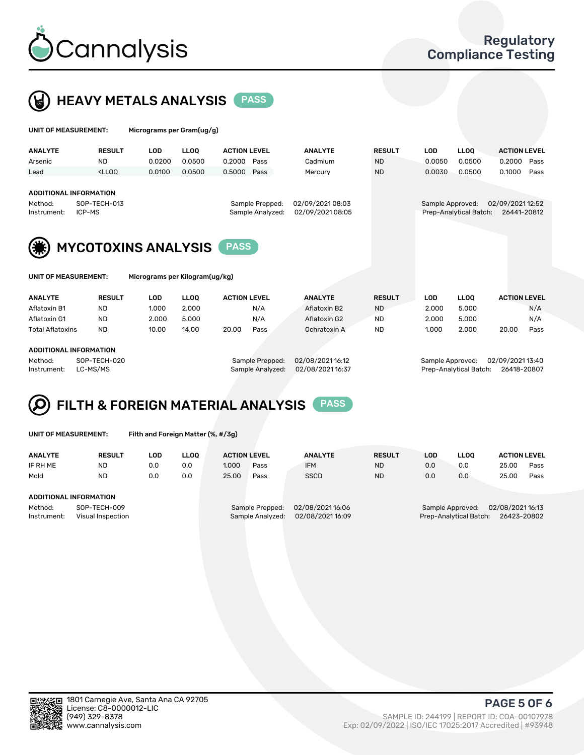# Cannalysis

Regulatory Compliance Testing

## HEAVY METALS ANALYSIS PASS

**UNIT OF MEASUREMENT:** Micrograms per Gram(ug/g)

| ANALYTE | RESULT | LOD | LLOQ | ACTION LEVEL | | ANALYTE | RESULT | LOD | LLOQ | ACTION LEVEL | |
|---|---|---|---|---|---|---|---|---|---|---|---|
| Arsenic | ND | 0.0200 | 0.0500 | 0.2000 | Pass | Cadmium | ND | 0.0050 | 0.0500 | 0.2000 | Pass |
| Lead | <LLOQ | 0.0100 | 0.0500 | 0.5000 | Pass | Mercury | ND | 0.0030 | 0.0500 | 0.1000 | Pass |

**ADDITIONAL INFORMATION**

Method: SOP-TECH-013
Instrument: ICP-MS
Sample Prepped: 02/09/2021 08:03
Sample Analyzed: 02/09/2021 08:05
Sample Approved: 02/09/2021 12:52
Prep-Analytical Batch: 26441-20812

## MYCOTOXINS ANALYSIS PASS

**UNIT OF MEASUREMENT:** Micrograms per Kilogram(ug/kg)

| ANALYTE | RESULT | LOD | LLOQ | ACTION LEVEL | | ANALYTE | RESULT | LOD | LLOQ | ACTION LEVEL | |
|---|---|---|---|---|---|---|---|---|---|---|---|
| Aflatoxin B1 | ND | 1.000 | 2.000 | | N/A | Aflatoxin B2 | ND | 2.000 | 5.000 | | N/A |
| Aflatoxin G1 | ND | 2.000 | 5.000 | | N/A | Aflatoxin G2 | ND | 2.000 | 5.000 | | N/A |
| Total Aflatoxins | ND | 10.00 | 14.00 | 20.00 | Pass | Ochratoxin A | ND | 1.000 | 2.000 | 20.00 | Pass |

**ADDITIONAL INFORMATION**

Method: SOP-TECH-020
Instrument: LC-MS/MS
Sample Prepped: 02/08/2021 16:12
Sample Analyzed: 02/08/2021 16:37
Sample Approved: 02/09/2021 13:40
Prep-Analytical Batch: 26418-20807

## FILTH & FOREIGN MATERIAL ANALYSIS PASS

**UNIT OF MEASUREMENT:** Filth and Foreign Matter (%, #/3g)

| ANALYTE | RESULT | LOD | LLOQ | ACTION LEVEL | | ANALYTE | RESULT | LOD | LLOQ | ACTION LEVEL | |
|---|---|---|---|---|---|---|---|---|---|---|---|
| IF RH ME | ND | 0.0 | 0.0 | 1.000 | Pass | IFM | ND | 0.0 | 0.0 | 25.00 | Pass |
| Mold | ND | 0.0 | 0.0 | 25.00 | Pass | SSCD | ND | 0.0 | 0.0 | 25.00 | Pass |

**ADDITIONAL INFORMATION**

Method: SOP-TECH-009
Instrument: Visual Inspection
Sample Prepped: 02/08/2021 16:06
Sample Analyzed: 02/08/2021 16:09
Sample Approved: 02/08/2021 16:13
Prep-Analytical Batch: 26423-20802

1801 Carnegie Ave, Santa Ana CA 92705
License: C8-0000012-LIC
(949) 329-8378
www.cannalysis.com

SAMPLE ID: 244199 | REPORT ID: COA-00107978
Exp: 02/09/2022 | ISO/IEC 17025:2017 Accredited | #93948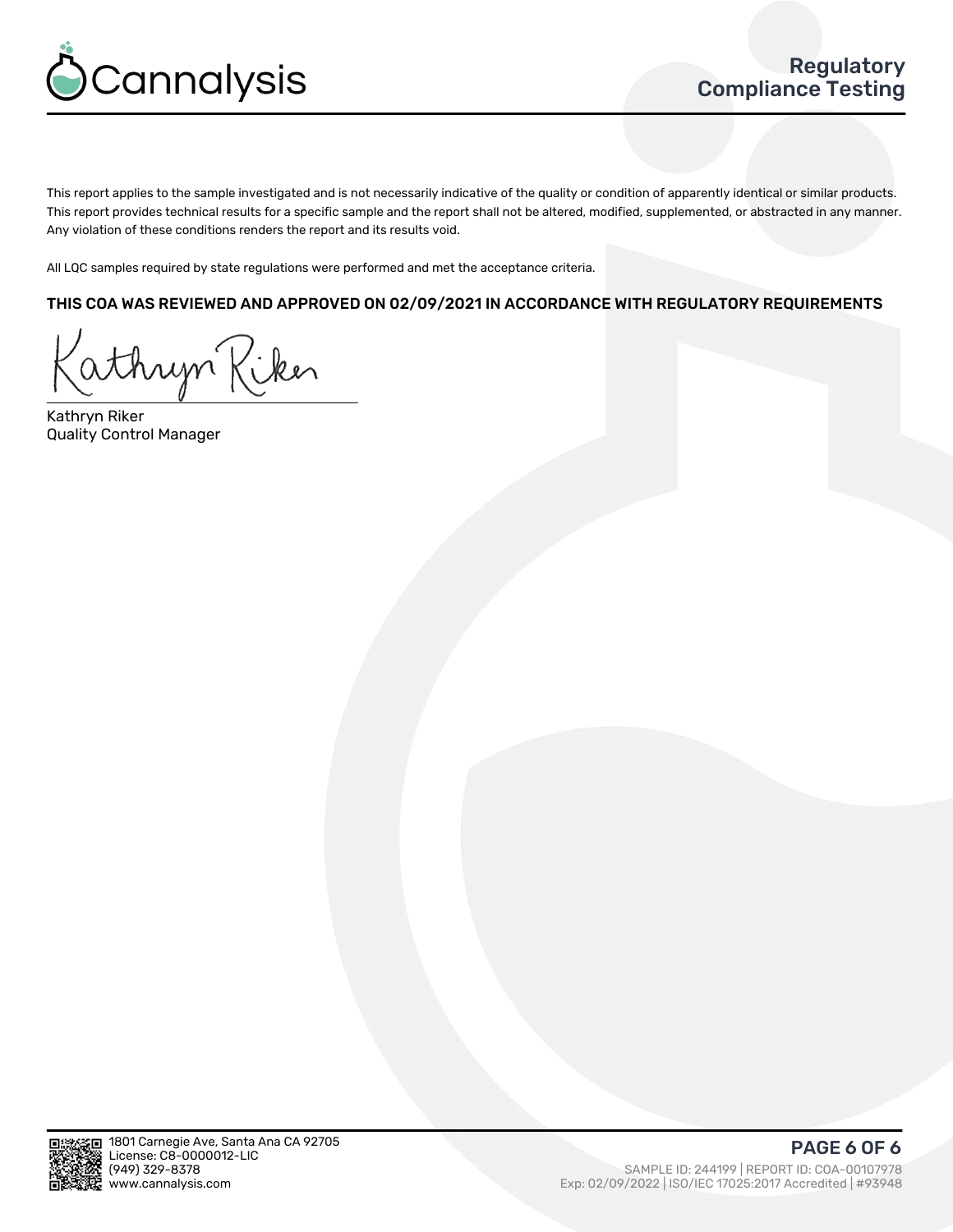This report applies to the sample investigated and is not necessarily indicative of the quality or condition of apparently identical or similar products. This report provides technical results for a specific sample and the report shall not be altered, modified, supplemented, or abstracted in any manner. Any violation of these conditions renders the report and its results void.

All LQC samples required by state regulations were performed and met the acceptance criteria.

**THIS COA WAS REVIEWED AND APPROVED ON 02/09/2021 IN ACCORDANCE WITH REGULATORY REQUIREMENTS**

Kathryn Riker
Quality Control Manager